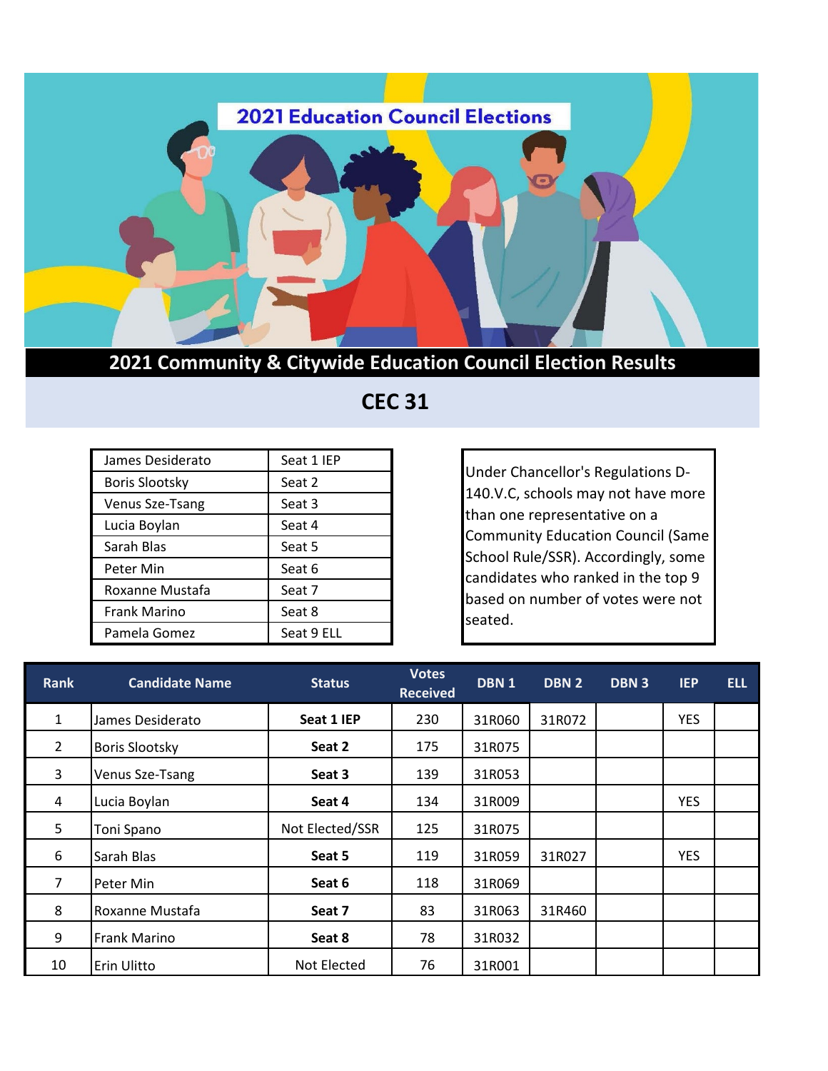# 2021 Education Council Elections

## 2021 Community & Citywide Education Council Election Results

## CEC 31

| | |
|---|---|
| James Desiderato | Seat 1 IEP |
| Boris Slootsky | Seat 2 |
| Venus Sze-Tsang | Seat 3 |
| Lucia Boylan | Seat 4 |
| Sarah Blas | Seat 5 |
| Peter Min | Seat 6 |
| Roxanne Mustafa | Seat 7 |
| Frank Marino | Seat 8 |
| Pamela Gomez | Seat 9 ELL |

Under Chancellor's Regulations D-140.V.C, schools may not have more than one representative on a Community Education Council (Same School Rule/SSR). Accordingly, some candidates who ranked in the top 9 based on number of votes were not seated.

| Rank | Candidate Name | Status | Votes Received | DBN 1 | DBN 2 | DBN 3 | IEP | ELL |
|---|---|---|---|---|---|---|---|---|
| 1 | James Desiderato | **Seat 1 IEP** | 230 | 31R060 | 31R072 | | YES | |
| 2 | Boris Slootsky | **Seat 2** | 175 | 31R075 | | | | |
| 3 | Venus Sze-Tsang | **Seat 3** | 139 | 31R053 | | | | |
| 4 | Lucia Boylan | **Seat 4** | 134 | 31R009 | | | YES | |
| 5 | Toni Spano | Not Elected/SSR | 125 | 31R075 | | | | |
| 6 | Sarah Blas | **Seat 5** | 119 | 31R059 | 31R027 | | YES | |
| 7 | Peter Min | **Seat 6** | 118 | 31R069 | | | | |
| 8 | Roxanne Mustafa | **Seat 7** | 83 | 31R063 | 31R460 | | | |
| 9 | Frank Marino | **Seat 8** | 78 | 31R032 | | | | |
| 10 | Erin Ulitto | Not Elected | 76 | 31R001 | | | | |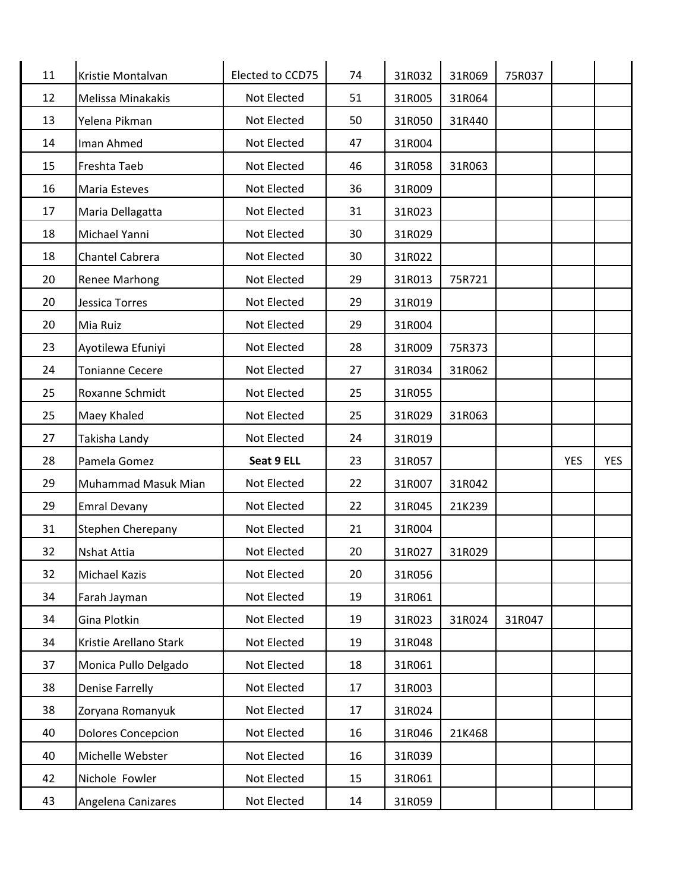| | | | | | | | | |
|---|---|---|---|---|---|---|---|---|
| 11 | Kristie Montalvan | Elected to CCD75 | 74 | 31R032 | 31R069 | 75R037 | | |
| 12 | Melissa Minakakis | Not Elected | 51 | 31R005 | 31R064 | | | |
| 13 | Yelena Pikman | Not Elected | 50 | 31R050 | 31R440 | | | |
| 14 | Iman Ahmed | Not Elected | 47 | 31R004 | | | | |
| 15 | Freshta Taeb | Not Elected | 46 | 31R058 | 31R063 | | | |
| 16 | Maria Esteves | Not Elected | 36 | 31R009 | | | | |
| 17 | Maria Dellagatta | Not Elected | 31 | 31R023 | | | | |
| 18 | Michael Yanni | Not Elected | 30 | 31R029 | | | | |
| 18 | Chantel Cabrera | Not Elected | 30 | 31R022 | | | | |
| 20 | Renee Marhong | Not Elected | 29 | 31R013 | 75R721 | | | |
| 20 | Jessica Torres | Not Elected | 29 | 31R019 | | | | |
| 20 | Mia Ruiz | Not Elected | 29 | 31R004 | | | | |
| 23 | Ayotilewa Efuniyi | Not Elected | 28 | 31R009 | 75R373 | | | |
| 24 | Tonianne Cecere | Not Elected | 27 | 31R034 | 31R062 | | | |
| 25 | Roxanne Schmidt | Not Elected | 25 | 31R055 | | | | |
| 25 | Maey Khaled | Not Elected | 25 | 31R029 | 31R063 | | | |
| 27 | Takisha Landy | Not Elected | 24 | 31R019 | | | | |
| 28 | Pamela Gomez | **Seat 9 ELL** | 23 | 31R057 | | | YES | YES |
| 29 | Muhammad Masuk Mian | Not Elected | 22 | 31R007 | 31R042 | | | |
| 29 | Emral Devany | Not Elected | 22 | 31R045 | 21K239 | | | |
| 31 | Stephen Cherepany | Not Elected | 21 | 31R004 | | | | |
| 32 | Nshat Attia | Not Elected | 20 | 31R027 | 31R029 | | | |
| 32 | Michael Kazis | Not Elected | 20 | 31R056 | | | | |
| 34 | Farah Jayman | Not Elected | 19 | 31R061 | | | | |
| 34 | Gina Plotkin | Not Elected | 19 | 31R023 | 31R024 | 31R047 | | |
| 34 | Kristie Arellano Stark | Not Elected | 19 | 31R048 | | | | |
| 37 | Monica Pullo Delgado | Not Elected | 18 | 31R061 | | | | |
| 38 | Denise Farrelly | Not Elected | 17 | 31R003 | | | | |
| 38 | Zoryana Romanyuk | Not Elected | 17 | 31R024 | | | | |
| 40 | Dolores Concepcion | Not Elected | 16 | 31R046 | 21K468 | | | |
| 40 | Michelle Webster | Not Elected | 16 | 31R039 | | | | |
| 42 | Nichole Fowler | Not Elected | 15 | 31R061 | | | | |
| 43 | Angelena Canizares | Not Elected | 14 | 31R059 | | | | |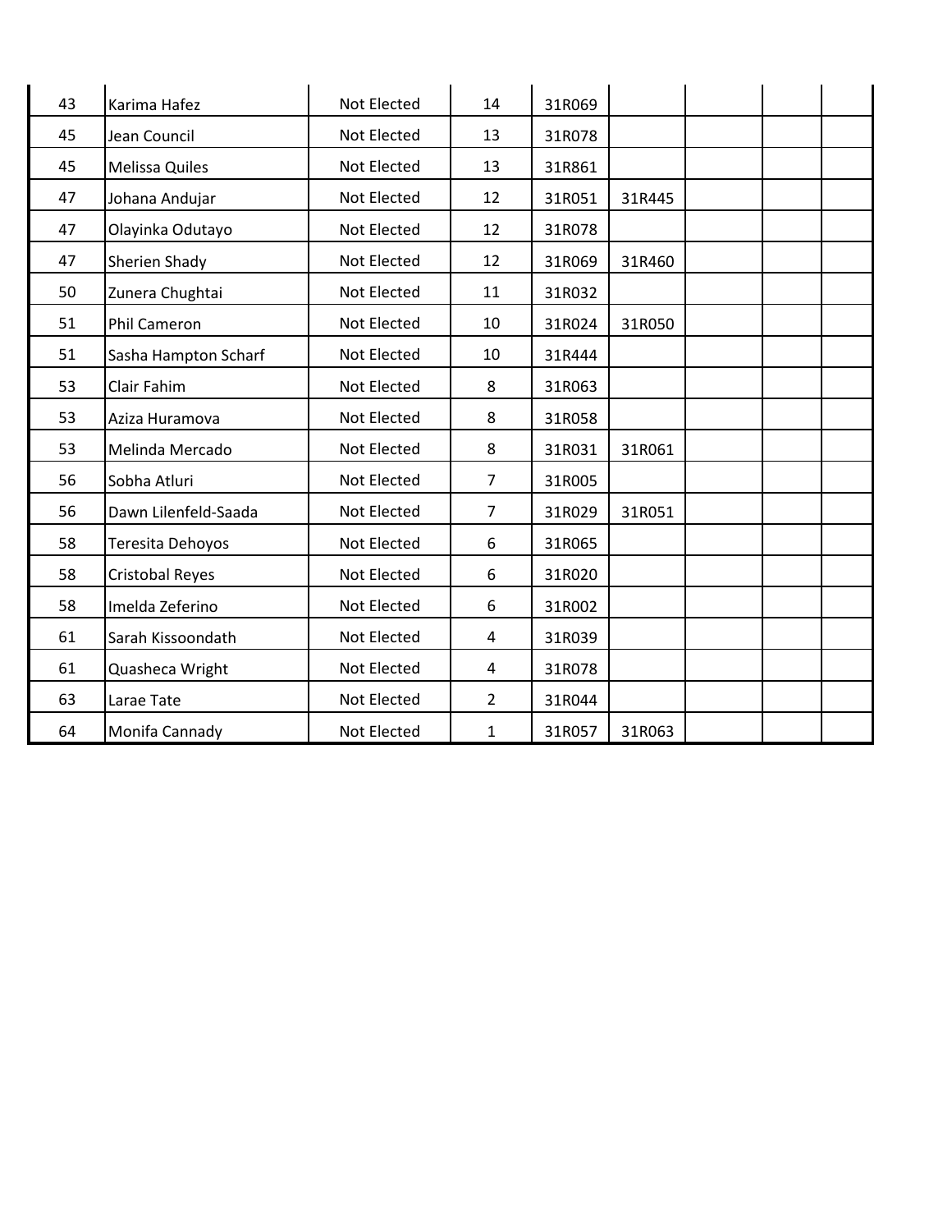| | | | | | | | | |
|---|---|---|---|---|---|---|---|---|
| 43 | Karima Hafez | Not Elected | 14 | 31R069 | | | | |
| 45 | Jean Council | Not Elected | 13 | 31R078 | | | | |
| 45 | Melissa Quiles | Not Elected | 13 | 31R861 | | | | |
| 47 | Johana Andujar | Not Elected | 12 | 31R051 | 31R445 | | | |
| 47 | Olayinka Odutayo | Not Elected | 12 | 31R078 | | | | |
| 47 | Sherien Shady | Not Elected | 12 | 31R069 | 31R460 | | | |
| 50 | Zunera Chughtai | Not Elected | 11 | 31R032 | | | | |
| 51 | Phil Cameron | Not Elected | 10 | 31R024 | 31R050 | | | |
| 51 | Sasha Hampton Scharf | Not Elected | 10 | 31R444 | | | | |
| 53 | Clair Fahim | Not Elected | 8 | 31R063 | | | | |
| 53 | Aziza Huramova | Not Elected | 8 | 31R058 | | | | |
| 53 | Melinda Mercado | Not Elected | 8 | 31R031 | 31R061 | | | |
| 56 | Sobha Atluri | Not Elected | 7 | 31R005 | | | | |
| 56 | Dawn Lilenfeld-Saada | Not Elected | 7 | 31R029 | 31R051 | | | |
| 58 | Teresita Dehoyos | Not Elected | 6 | 31R065 | | | | |
| 58 | Cristobal Reyes | Not Elected | 6 | 31R020 | | | | |
| 58 | Imelda Zeferino | Not Elected | 6 | 31R002 | | | | |
| 61 | Sarah Kissoondath | Not Elected | 4 | 31R039 | | | | |
| 61 | Quasheca Wright | Not Elected | 4 | 31R078 | | | | |
| 63 | Larae Tate | Not Elected | 2 | 31R044 | | | | |
| 64 | Monifa Cannady | Not Elected | 1 | 31R057 | 31R063 | | | |